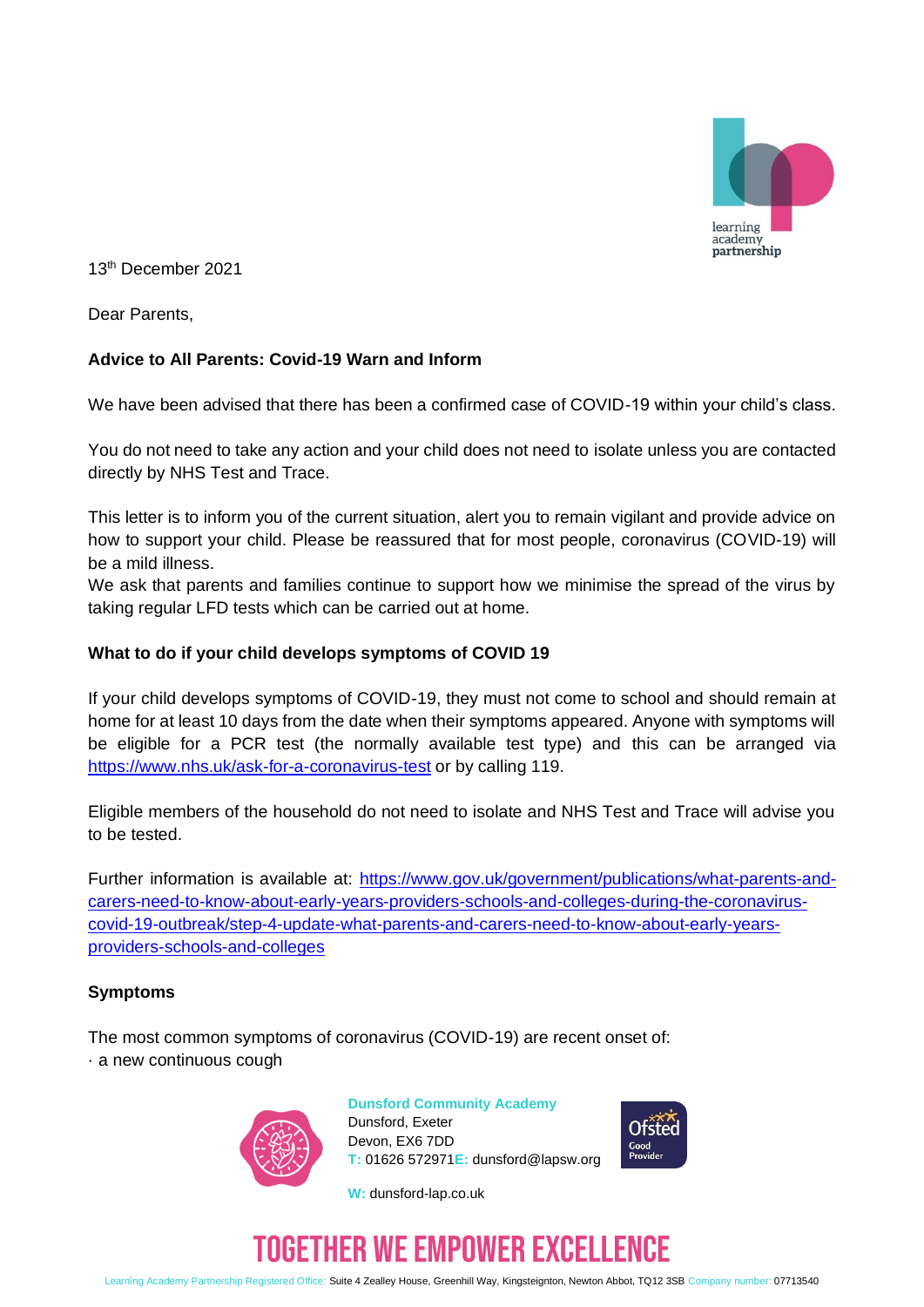13th December 2021

Dear Parents,

**Advice to All Parents: Covid-19 Warn and Inform**

We have been advised that there has been a confirmed case of COVID-19 within your child's class.

You do not need to take any action and your child does not need to isolate unless you are contacted directly by NHS Test and Trace.

This letter is to inform you of the current situation, alert you to remain vigilant and provide advice on how to support your child. Please be reassured that for most people, coronavirus (COVID-19) will be a mild illness.
We ask that parents and families continue to support how we minimise the spread of the virus by taking regular LFD tests which can be carried out at home.

**What to do if your child develops symptoms of COVID 19**

If your child develops symptoms of COVID-19, they must not come to school and should remain at home for at least 10 days from the date when their symptoms appeared. Anyone with symptoms will be eligible for a PCR test (the normally available test type) and this can be arranged via https://www.nhs.uk/ask-for-a-coronavirus-test or by calling 119.

Eligible members of the household do not need to isolate and NHS Test and Trace will advise you to be tested.

Further information is available at: https://www.gov.uk/government/publications/what-parents-and-carers-need-to-know-about-early-years-providers-schools-and-colleges-during-the-coronavirus-covid-19-outbreak/step-4-update-what-parents-and-carers-need-to-know-about-early-years-providers-schools-and-colleges

**Symptoms**

The most common symptoms of coronavirus (COVID-19) are recent onset of:
· a new continuous cough

**Dunsford Community Academy**
Dunsford, Exeter
Devon, EX6 7DD
T: 01626 572971 E: dunsford@lapsw.org
W: dunsford-lap.co.uk

TOGETHER WE EMPOWER EXCELLENCE

Learning Academy Partnership Registered Office: Suite 4 Zealley House, Greenhill Way, Kingsteignton, Newton Abbot, TQ12 3SB Company number: 07713540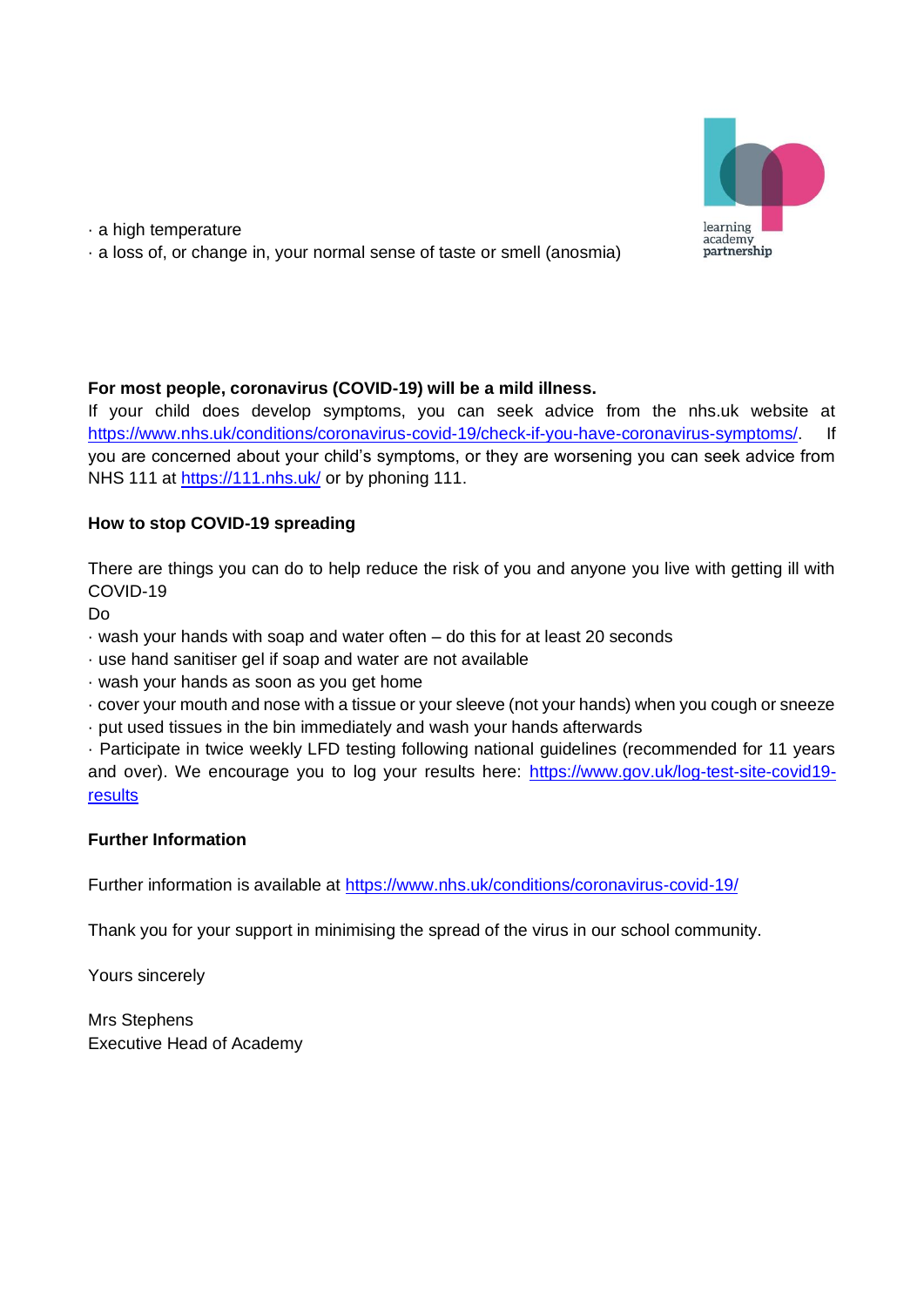· a high temperature
· a loss of, or change in, your normal sense of taste or smell (anosmia)

**For most people, coronavirus (COVID-19) will be a mild illness.**

If your child does develop symptoms, you can seek advice from the nhs.uk website at https://www.nhs.uk/conditions/coronavirus-covid-19/check-if-you-have-coronavirus-symptoms/. If you are concerned about your child's symptoms, or they are worsening you can seek advice from NHS 111 at https://111.nhs.uk/ or by phoning 111.

**How to stop COVID-19 spreading**

There are things you can do to help reduce the risk of you and anyone you live with getting ill with COVID-19

Do

· wash your hands with soap and water often – do this for at least 20 seconds
· use hand sanitiser gel if soap and water are not available
· wash your hands as soon as you get home
· cover your mouth and nose with a tissue or your sleeve (not your hands) when you cough or sneeze
· put used tissues in the bin immediately and wash your hands afterwards
· Participate in twice weekly LFD testing following national guidelines (recommended for 11 years and over). We encourage you to log your results here: https://www.gov.uk/log-test-site-covid19-results

**Further Information**

Further information is available at https://www.nhs.uk/conditions/coronavirus-covid-19/

Thank you for your support in minimising the spread of the virus in our school community.

Yours sincerely

Mrs Stephens
Executive Head of Academy